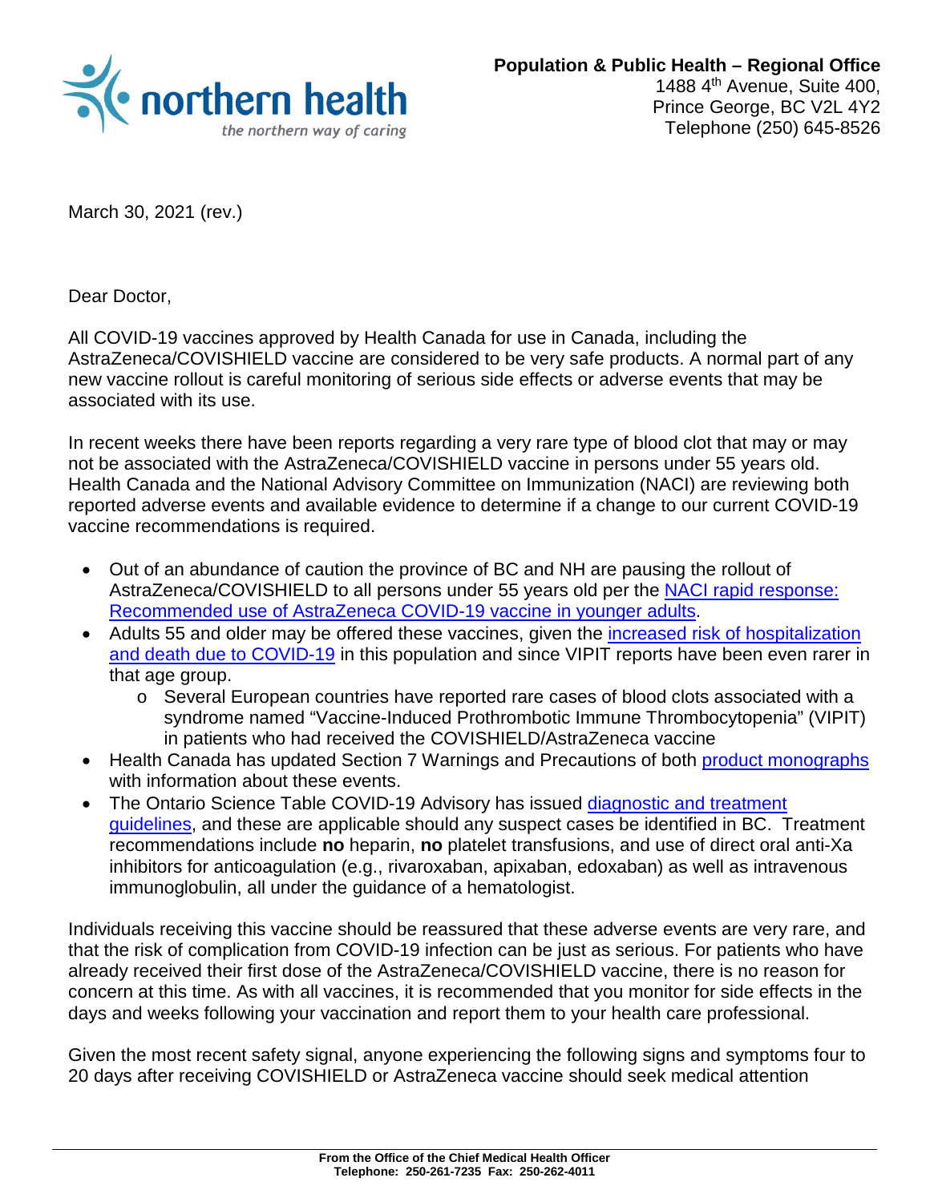**Population & Public Health – Regional Office**
1488 4th Avenue, Suite 400,
Prince George, BC V2L 4Y2
Telephone (250) 645-8526

March 30, 2021 (rev.)

Dear Doctor,

All COVID-19 vaccines approved by Health Canada for use in Canada, including the AstraZeneca/COVISHIELD vaccine are considered to be very safe products. A normal part of any new vaccine rollout is careful monitoring of serious side effects or adverse events that may be associated with its use.

In recent weeks there have been reports regarding a very rare type of blood clot that may or may not be associated with the AstraZeneca/COVISHIELD vaccine in persons under 55 years old. Health Canada and the National Advisory Committee on Immunization (NACI) are reviewing both reported adverse events and available evidence to determine if a change to our current COVID-19 vaccine recommendations is required.

- Out of an abundance of caution the province of BC and NH are pausing the rollout of AstraZeneca/COVISHIELD to all persons under 55 years old per the NACI rapid response: Recommended use of AstraZeneca COVID-19 vaccine in younger adults.
- Adults 55 and older may be offered these vaccines, given the increased risk of hospitalization and death due to COVID-19 in this population and since VIPIT reports have been even rarer in that age group.
  - Several European countries have reported rare cases of blood clots associated with a syndrome named "Vaccine-Induced Prothrombotic Immune Thrombocytopenia" (VIPIT) in patients who had received the COVISHIELD/AstraZeneca vaccine
- Health Canada has updated Section 7 Warnings and Precautions of both product monographs with information about these events.
- The Ontario Science Table COVID-19 Advisory has issued diagnostic and treatment guidelines, and these are applicable should any suspect cases be identified in BC. Treatment recommendations include **no** heparin, **no** platelet transfusions, and use of direct oral anti-Xa inhibitors for anticoagulation (e.g., rivaroxaban, apixaban, edoxaban) as well as intravenous immunoglobulin, all under the guidance of a hematologist.

Individuals receiving this vaccine should be reassured that these adverse events are very rare, and that the risk of complication from COVID-19 infection can be just as serious. For patients who have already received their first dose of the AstraZeneca/COVISHIELD vaccine, there is no reason for concern at this time. As with all vaccines, it is recommended that you monitor for side effects in the days and weeks following your vaccination and report them to your health care professional.

Given the most recent safety signal, anyone experiencing the following signs and symptoms four to 20 days after receiving COVISHIELD or AstraZeneca vaccine should seek medical attention

**From the Office of the Chief Medical Health Officer**
**Telephone: 250-261-7235 Fax: 250-262-4011**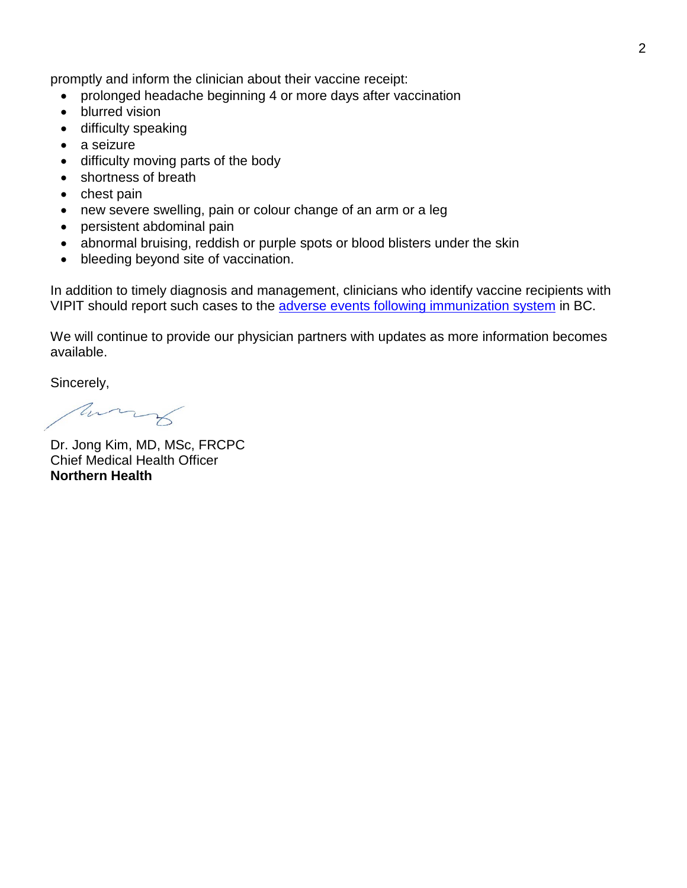promptly and inform the clinician about their vaccine receipt:

- prolonged headache beginning 4 or more days after vaccination
- blurred vision
- difficulty speaking
- a seizure
- difficulty moving parts of the body
- shortness of breath
- chest pain
- new severe swelling, pain or colour change of an arm or a leg
- persistent abdominal pain
- abnormal bruising, reddish or purple spots or blood blisters under the skin
- bleeding beyond site of vaccination.

In addition to timely diagnosis and management, clinicians who identify vaccine recipients with VIPIT should report such cases to the adverse events following immunization system in BC.

We will continue to provide our physician partners with updates as more information becomes available.

Sincerely,

Dr. Jong Kim, MD, MSc, FRCPC
Chief Medical Health Officer
**Northern Health**